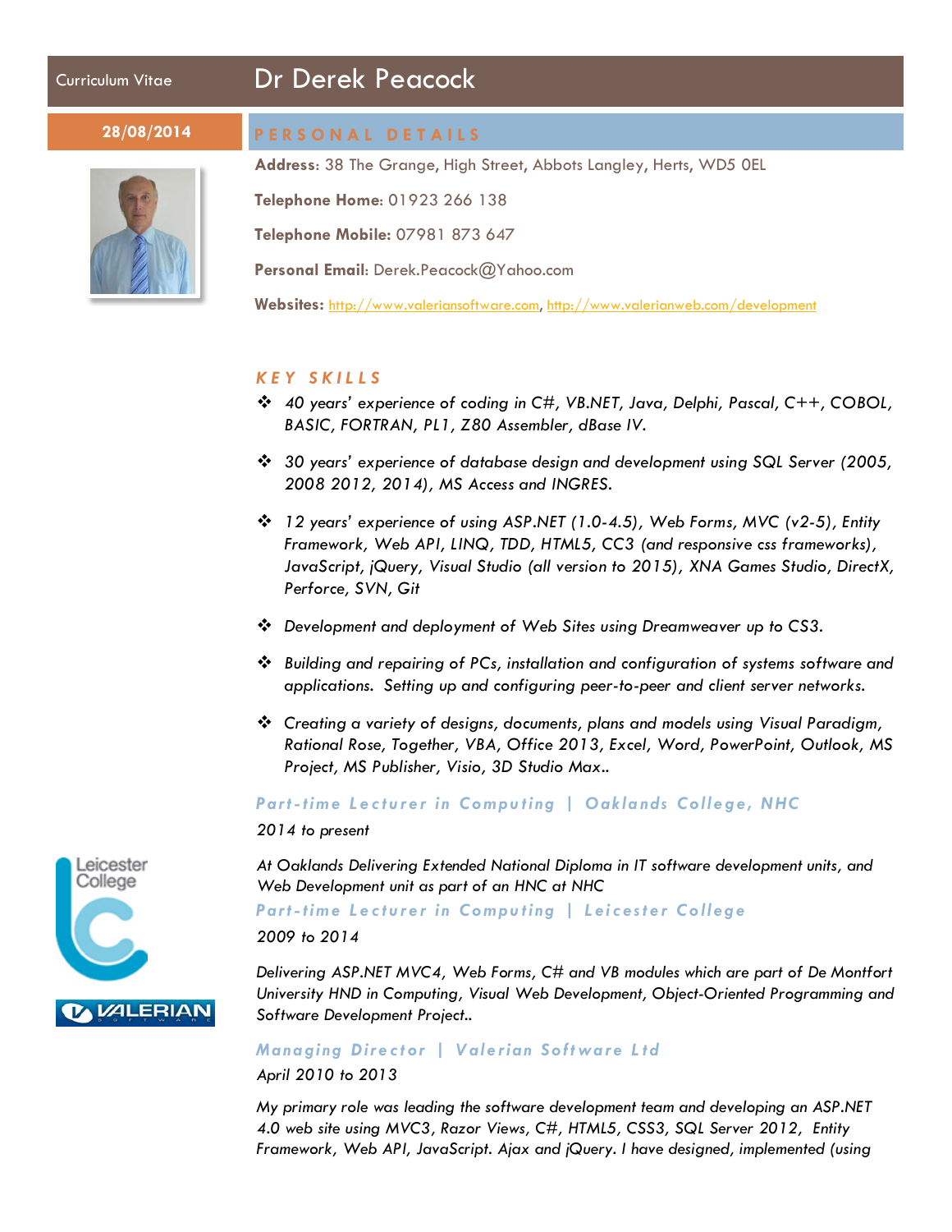Curriculum Vitae

# Dr Derek Peacock

**28/08/2014**

## PERSONAL DETAILS

**Address**: 38 The Grange, High Street, Abbots Langley, Herts, WD5 0EL

**Telephone Home:** 01923 266 138

**Telephone Mobile:** 07981 873 647

**Personal Email**: Derek.Peacock@Yahoo.com

**Websites:** http://www.valeriansoftware.com, http://www.valerianweb.com/development

## KEY SKILLS

- *40 years' experience of coding in C#, VB.NET, Java, Delphi, Pascal, C++, COBOL, BASIC, FORTRAN, PL1, Z80 Assembler, dBase IV.*
- *30 years' experience of database design and development using SQL Server (2005, 2008 2012, 2014), MS Access and INGRES.*
- *12 years' experience of using ASP.NET (1.0-4.5), Web Forms, MVC (v2-5), Entity Framework, Web API, LINQ, TDD, HTML5, CC3 (and responsive css frameworks), JavaScript, jQuery, Visual Studio (all version to 2015), XNA Games Studio, DirectX, Perforce, SVN, Git*
- *Development and deployment of Web Sites using Dreamweaver up to CS3.*
- *Building and repairing of PCs, installation and configuration of systems software and applications. Setting up and configuring peer-to-peer and client server networks.*
- *Creating a variety of designs, documents, plans and models using Visual Paradigm, Rational Rose, Together, VBA, Office 2013, Excel, Word, PowerPoint, Outlook, MS Project, MS Publisher, Visio, 3D Studio Max..*

### Part-time Lecturer in Computing | Oaklands College, NHC

*2014 to present*

*At Oaklands Delivering Extended National Diploma in IT software development units, and Web Development unit as part of an HNC at NHC*

### Part-time Lecturer in Computing | Leicester College

*2009 to 2014*

*Delivering ASP.NET MVC4, Web Forms, C# and VB modules which are part of De Montfort University HND in Computing, Visual Web Development, Object-Oriented Programming and Software Development Project..*

### Managing Director | Valerian Software Ltd

*April 2010 to 2013*

*My primary role was leading the software development team and developing an ASP.NET 4.0 web site using MVC3, Razor Views, C#, HTML5, CSS3, SQL Server 2012, Entity Framework, Web API, JavaScript. Ajax and jQuery. I have designed, implemented (using*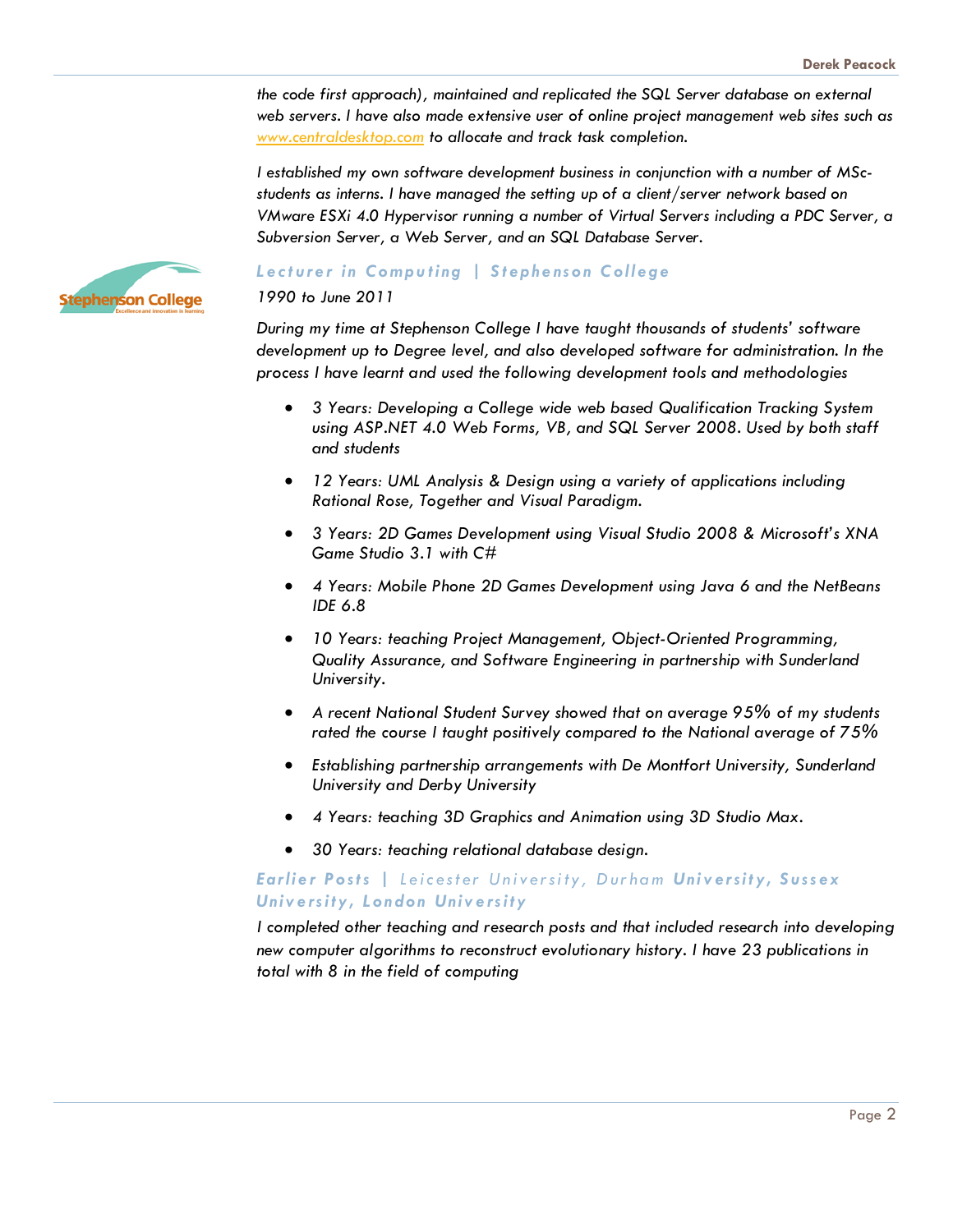*the code first approach), maintained and replicated the SQL Server database on external web servers. I have also made extensive user of online project management web sites such as [www.centraldesktop.com](http://www.centraldesktop.com) to allocate and track task completion.*

*I established my own software development business in conjunction with a number of MSc-students as interns. I have managed the setting up of a client/server network based on VMware ESXi 4.0 Hypervisor running a number of Virtual Servers including a PDC Server, a Subversion Server, a Web Server, and an SQL Database Server.*

### Lecturer in Computing | Stephenson College

*1990 to June 2011*

*During my time at Stephenson College I have taught thousands of students' software development up to Degree level, and also developed software for administration. In the process I have learnt and used the following development tools and methodologies*

- *3 Years: Developing a College wide web based Qualification Tracking System using ASP.NET 4.0 Web Forms, VB, and SQL Server 2008. Used by both staff and students*
- *12 Years: UML Analysis & Design using a variety of applications including Rational Rose, Together and Visual Paradigm.*
- *3 Years: 2D Games Development using Visual Studio 2008 & Microsoft's XNA Game Studio 3.1 with C#*
- *4 Years: Mobile Phone 2D Games Development using Java 6 and the NetBeans IDE 6.8*
- *10 Years: teaching Project Management, Object-Oriented Programming, Quality Assurance, and Software Engineering in partnership with Sunderland University.*
- *A recent National Student Survey showed that on average 95% of my students rated the course I taught positively compared to the National average of 75%*
- *Establishing partnership arrangements with De Montfort University, Sunderland University and Derby University*
- *4 Years: teaching 3D Graphics and Animation using 3D Studio Max.*
- *30 Years: teaching relational database design.*

### Earlier Posts | Leicester University, Durham University, Sussex University, London University

*I completed other teaching and research posts and that included research into developing new computer algorithms to reconstruct evolutionary history. I have 23 publications in total with 8 in the field of computing*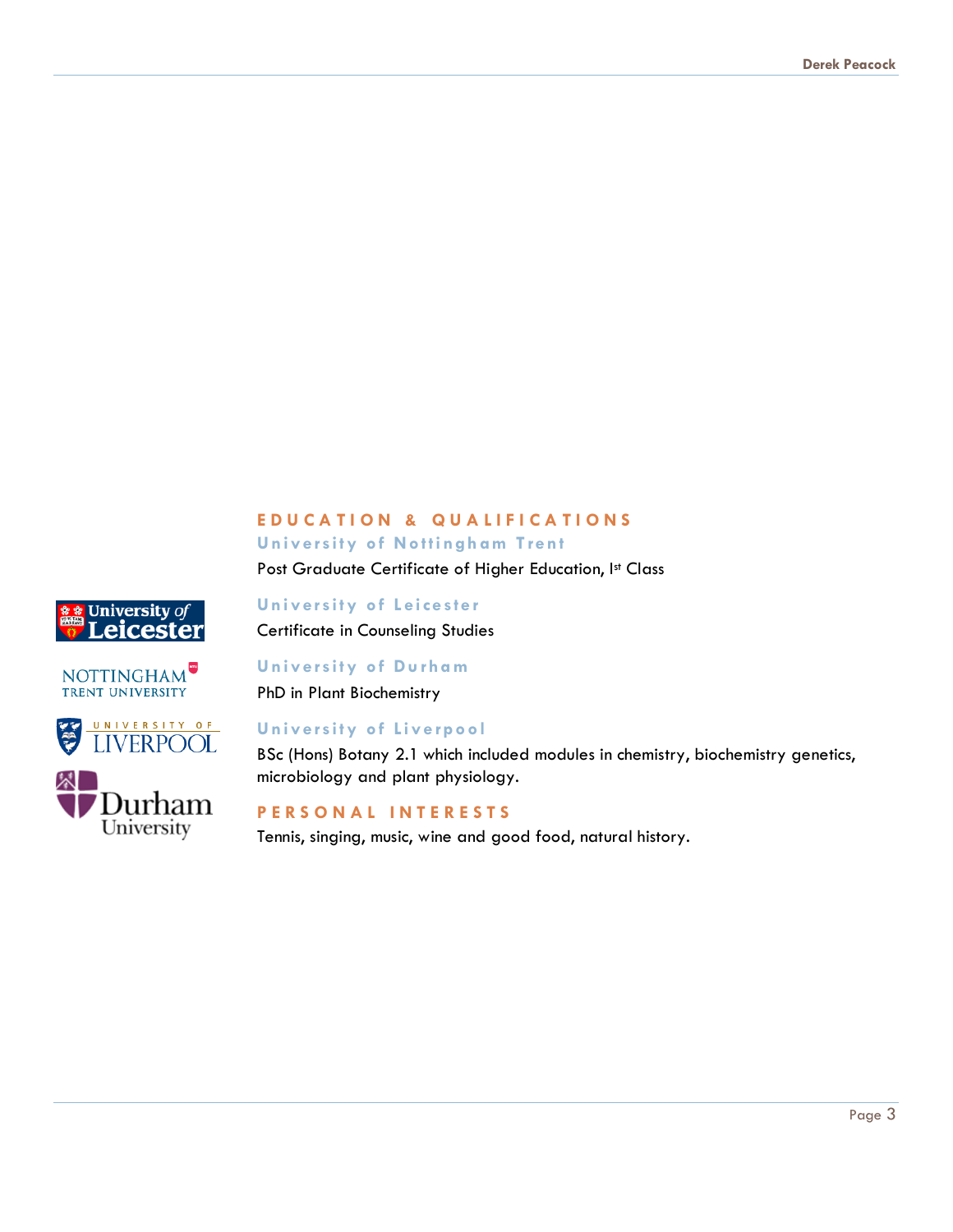## EDUCATION & QUALIFICATIONS

### University of Nottingham Trent

Post Graduate Certificate of Higher Education, I[st] Class

### University of Leicester

Certificate in Counseling Studies

### University of Durham

PhD in Plant Biochemistry

### University of Liverpool

BSc (Hons) Botany 2.1 which included modules in chemistry, biochemistry genetics, microbiology and plant physiology.

## PERSONAL INTERESTS

Tennis, singing, music, wine and good food, natural history.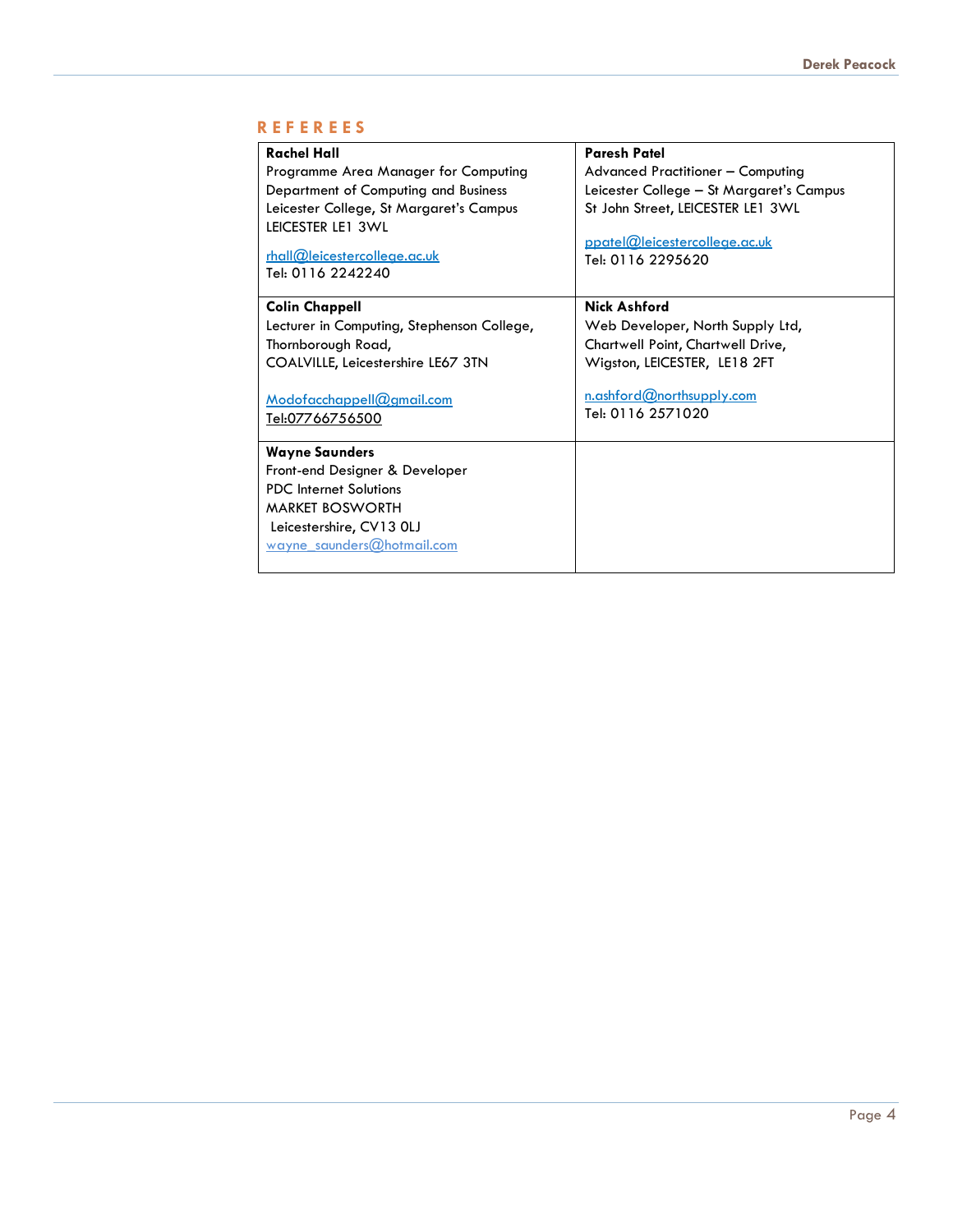## REFEREES

| | |
|---|---|
| **Rachel Hall**<br>Programme Area Manager for Computing<br>Department of Computing and Business<br>Leicester College, St Margaret's Campus<br>LEICESTER LE1 3WL<br><br>rhall@leicestercollege.ac.uk<br>Tel: 0116 2242240 | **Paresh Patel**<br>Advanced Practitioner – Computing<br>Leicester College – St Margaret's Campus<br>St John Street, LEICESTER LE1 3WL<br><br>ppatel@leicestercollege.ac.uk<br>Tel: 0116 2295620 |
| **Colin Chappell**<br>Lecturer in Computing, Stephenson College,<br>Thornborough Road,<br>COALVILLE, Leicestershire LE67 3TN<br><br>Modofacchappell@gmail.com<br>Tel:07766756500 | **Nick Ashford**<br>Web Developer, North Supply Ltd,<br>Chartwell Point, Chartwell Drive,<br>Wigston, LEICESTER, LE18 2FT<br><br>n.ashford@northsupply.com<br>Tel: 0116 2571020 |
| **Wayne Saunders**<br>Front-end Designer & Developer<br>PDC Internet Solutions<br>MARKET BOSWORTH<br>Leicestershire, CV13 0LJ<br>wayne_saunders@hotmail.com | |